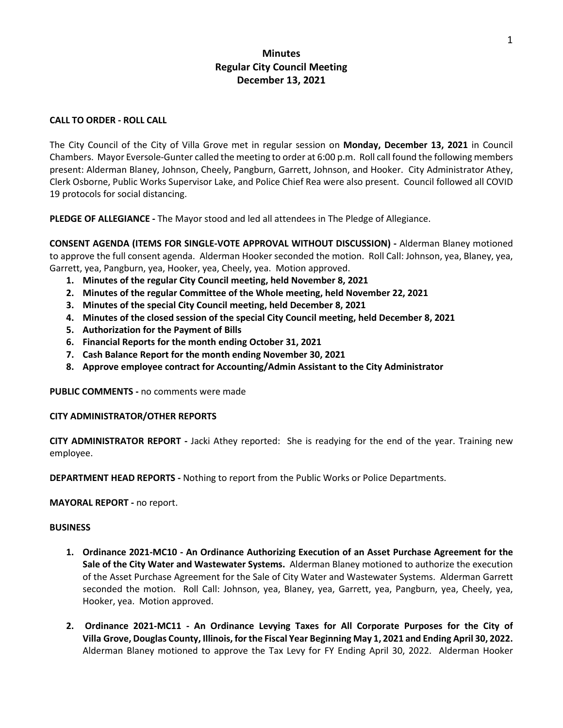# Minutes
## Regular City Council Meeting
## December 13, 2021

**CALL TO ORDER - ROLL CALL**

The City Council of the City of Villa Grove met in regular session on **Monday, December 13, 2021** in Council Chambers. Mayor Eversole-Gunter called the meeting to order at 6:00 p.m. Roll call found the following members present: Alderman Blaney, Johnson, Cheely, Pangburn, Garrett, Johnson, and Hooker. City Administrator Athey, Clerk Osborne, Public Works Supervisor Lake, and Police Chief Rea were also present. Council followed all COVID 19 protocols for social distancing.

**PLEDGE OF ALLEGIANCE -** The Mayor stood and led all attendees in The Pledge of Allegiance.

**CONSENT AGENDA (ITEMS FOR SINGLE-VOTE APPROVAL WITHOUT DISCUSSION) -** Alderman Blaney motioned to approve the full consent agenda. Alderman Hooker seconded the motion. Roll Call: Johnson, yea, Blaney, yea, Garrett, yea, Pangburn, yea, Hooker, yea, Cheely, yea. Motion approved.

1. **Minutes of the regular City Council meeting, held November 8, 2021**
2. **Minutes of the regular Committee of the Whole meeting, held November 22, 2021**
3. **Minutes of the special City Council meeting, held December 8, 2021**
4. **Minutes of the closed session of the special City Council meeting, held December 8, 2021**
5. **Authorization for the Payment of Bills**
6. **Financial Reports for the month ending October 31, 2021**
7. **Cash Balance Report for the month ending November 30, 2021**
8. **Approve employee contract for Accounting/Admin Assistant to the City Administrator**

**PUBLIC COMMENTS -** no comments were made

**CITY ADMINISTRATOR/OTHER REPORTS**

**CITY ADMINISTRATOR REPORT -** Jacki Athey reported: She is readying for the end of the year. Training new employee.

**DEPARTMENT HEAD REPORTS -** Nothing to report from the Public Works or Police Departments.

**MAYORAL REPORT -** no report.

**BUSINESS**

1. **Ordinance 2021-MC10 - An Ordinance Authorizing Execution of an Asset Purchase Agreement for the Sale of the City Water and Wastewater Systems.** Alderman Blaney motioned to authorize the execution of the Asset Purchase Agreement for the Sale of City Water and Wastewater Systems. Alderman Garrett seconded the motion. Roll Call: Johnson, yea, Blaney, yea, Garrett, yea, Pangburn, yea, Cheely, yea, Hooker, yea. Motion approved.

2. **Ordinance 2021-MC11 - An Ordinance Levying Taxes for All Corporate Purposes for the City of Villa Grove, Douglas County, Illinois, for the Fiscal Year Beginning May 1, 2021 and Ending April 30, 2022.** Alderman Blaney motioned to approve the Tax Levy for FY Ending April 30, 2022. Alderman Hooker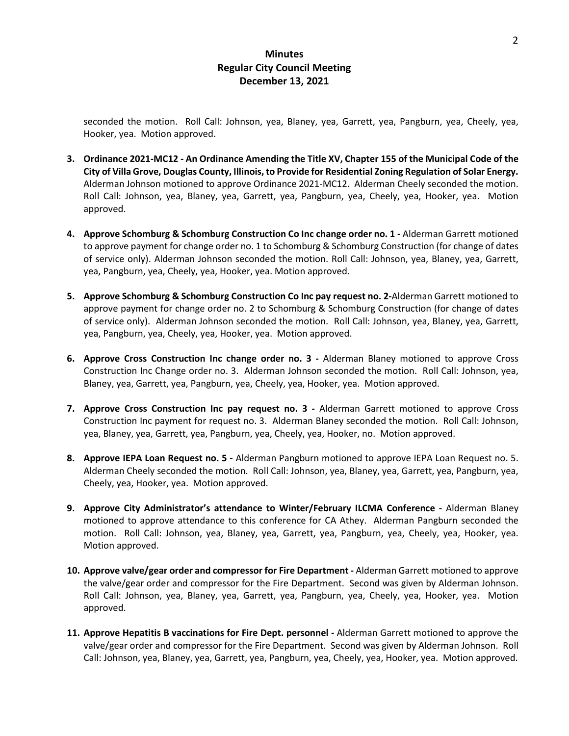# Minutes
## Regular City Council Meeting
## December 13, 2021

seconded the motion. Roll Call: Johnson, yea, Blaney, yea, Garrett, yea, Pangburn, yea, Cheely, yea, Hooker, yea. Motion approved.

3. **Ordinance 2021-MC12 - An Ordinance Amending the Title XV, Chapter 155 of the Municipal Code of the City of Villa Grove, Douglas County, Illinois, to Provide for Residential Zoning Regulation of Solar Energy.** Alderman Johnson motioned to approve Ordinance 2021-MC12. Alderman Cheely seconded the motion. Roll Call: Johnson, yea, Blaney, yea, Garrett, yea, Pangburn, yea, Cheely, yea, Hooker, yea. Motion approved.

4. **Approve Schomburg & Schomburg Construction Co Inc change order no. 1 -** Alderman Garrett motioned to approve payment for change order no. 1 to Schomburg & Schomburg Construction (for change of dates of service only). Alderman Johnson seconded the motion. Roll Call: Johnson, yea, Blaney, yea, Garrett, yea, Pangburn, yea, Cheely, yea, Hooker, yea. Motion approved.

5. **Approve Schomburg & Schomburg Construction Co Inc pay request no. 2-**Alderman Garrett motioned to approve payment for change order no. 2 to Schomburg & Schomburg Construction (for change of dates of service only). Alderman Johnson seconded the motion. Roll Call: Johnson, yea, Blaney, yea, Garrett, yea, Pangburn, yea, Cheely, yea, Hooker, yea. Motion approved.

6. **Approve Cross Construction Inc change order no. 3 -** Alderman Blaney motioned to approve Cross Construction Inc Change order no. 3. Alderman Johnson seconded the motion. Roll Call: Johnson, yea, Blaney, yea, Garrett, yea, Pangburn, yea, Cheely, yea, Hooker, yea. Motion approved.

7. **Approve Cross Construction Inc pay request no. 3 -** Alderman Garrett motioned to approve Cross Construction Inc payment for request no. 3. Alderman Blaney seconded the motion. Roll Call: Johnson, yea, Blaney, yea, Garrett, yea, Pangburn, yea, Cheely, yea, Hooker, no. Motion approved.

8. **Approve IEPA Loan Request no. 5 -** Alderman Pangburn motioned to approve IEPA Loan Request no. 5. Alderman Cheely seconded the motion. Roll Call: Johnson, yea, Blaney, yea, Garrett, yea, Pangburn, yea, Cheely, yea, Hooker, yea. Motion approved.

9. **Approve City Administrator's attendance to Winter/February ILCMA Conference -** Alderman Blaney motioned to approve attendance to this conference for CA Athey. Alderman Pangburn seconded the motion. Roll Call: Johnson, yea, Blaney, yea, Garrett, yea, Pangburn, yea, Cheely, yea, Hooker, yea. Motion approved.

10. **Approve valve/gear order and compressor for Fire Department -** Alderman Garrett motioned to approve the valve/gear order and compressor for the Fire Department. Second was given by Alderman Johnson. Roll Call: Johnson, yea, Blaney, yea, Garrett, yea, Pangburn, yea, Cheely, yea, Hooker, yea. Motion approved.

11. **Approve Hepatitis B vaccinations for Fire Dept. personnel -** Alderman Garrett motioned to approve the valve/gear order and compressor for the Fire Department. Second was given by Alderman Johnson. Roll Call: Johnson, yea, Blaney, yea, Garrett, yea, Pangburn, yea, Cheely, yea, Hooker, yea. Motion approved.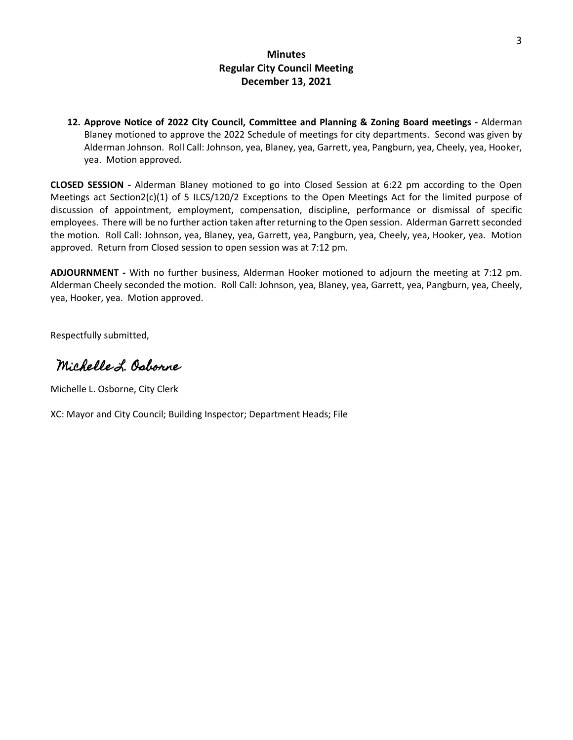**Minutes**
**Regular City Council Meeting**
**December 13, 2021**

12. **Approve Notice of 2022 City Council, Committee and Planning & Zoning Board meetings -** Alderman Blaney motioned to approve the 2022 Schedule of meetings for city departments. Second was given by Alderman Johnson. Roll Call: Johnson, yea, Blaney, yea, Garrett, yea, Pangburn, yea, Cheely, yea, Hooker, yea. Motion approved.

**CLOSED SESSION -** Alderman Blaney motioned to go into Closed Session at 6:22 pm according to the Open Meetings act Section2(c)(1) of 5 ILCS/120/2 Exceptions to the Open Meetings Act for the limited purpose of discussion of appointment, employment, compensation, discipline, performance or dismissal of specific employees. There will be no further action taken after returning to the Open session. Alderman Garrett seconded the motion. Roll Call: Johnson, yea, Blaney, yea, Garrett, yea, Pangburn, yea, Cheely, yea, Hooker, yea. Motion approved. Return from Closed session to open session was at 7:12 pm.

**ADJOURNMENT -** With no further business, Alderman Hooker motioned to adjourn the meeting at 7:12 pm. Alderman Cheely seconded the motion. Roll Call: Johnson, yea, Blaney, yea, Garrett, yea, Pangburn, yea, Cheely, yea, Hooker, yea. Motion approved.

Respectfully submitted,

*Michelle L. Osborne*

Michelle L. Osborne, City Clerk

XC: Mayor and City Council; Building Inspector; Department Heads; File